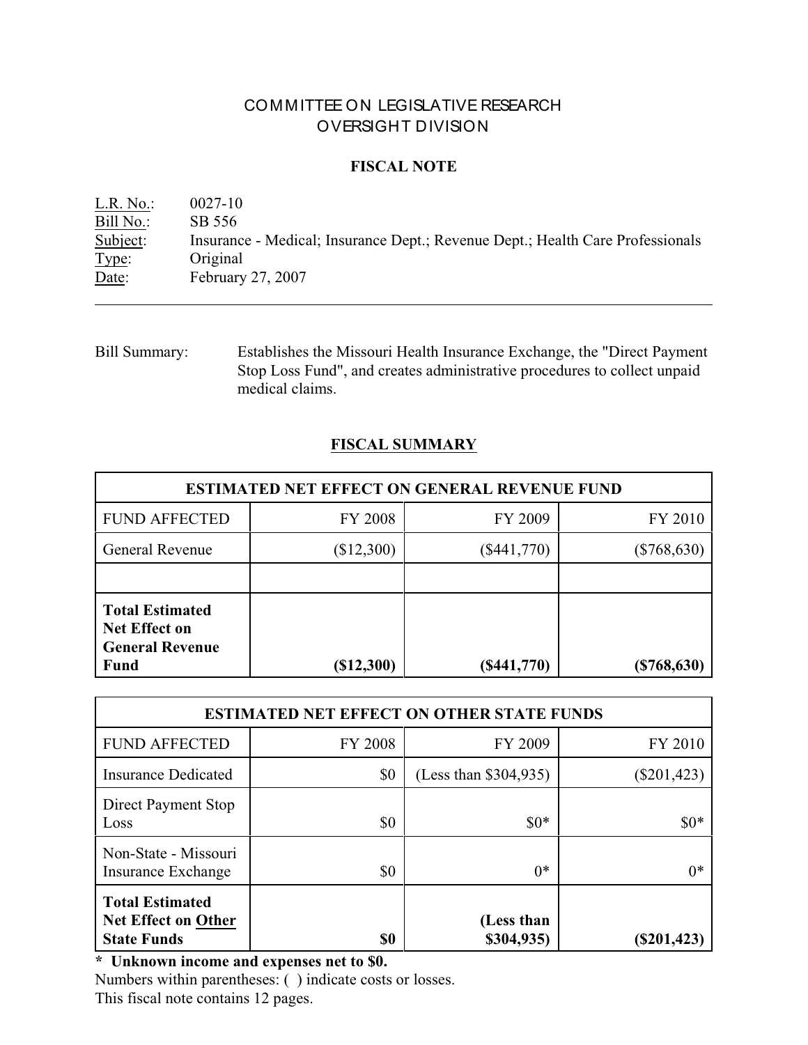# COMMITTEE ON LEGISLATIVE RESEARCH
# OVERSIGHT DIVISION

## FISCAL NOTE

L.R. No.: 0027-10
Bill No.: SB 556
Subject: Insurance - Medical; Insurance Dept.; Revenue Dept.; Health Care Professionals
Type: Original
Date: February 27, 2007

---

Bill Summary: Establishes the Missouri Health Insurance Exchange, the "Direct Payment Stop Loss Fund", and creates administrative procedures to collect unpaid medical claims.

## FISCAL SUMMARY

| ESTIMATED NET EFFECT ON GENERAL REVENUE FUND | | | |
|---|---|---|---|
| FUND AFFECTED | FY 2008 | FY 2009 | FY 2010 |
| General Revenue | ($12,300) | ($441,770) | ($768,630) |
| | | | |
| **Total Estimated Net Effect on General Revenue Fund** | **($12,300)** | **($441,770)** | **($768,630)** |

| ESTIMATED NET EFFECT ON OTHER STATE FUNDS | | | |
|---|---|---|---|
| FUND AFFECTED | FY 2008 | FY 2009 | FY 2010 |
| Insurance Dedicated | $0 | (Less than $304,935) | ($201,423) |
| Direct Payment Stop Loss | $0 | $0* | $0* |
| Non-State - Missouri Insurance Exchange | $0 | 0* | 0* |
| **Total Estimated Net Effect on Other State Funds** | **$0** | **(Less than $304,935)** | **($201,423)** |

**\* Unknown income and expenses net to $0.**

Numbers within parentheses: ( ) indicate costs or losses.

This fiscal note contains 12 pages.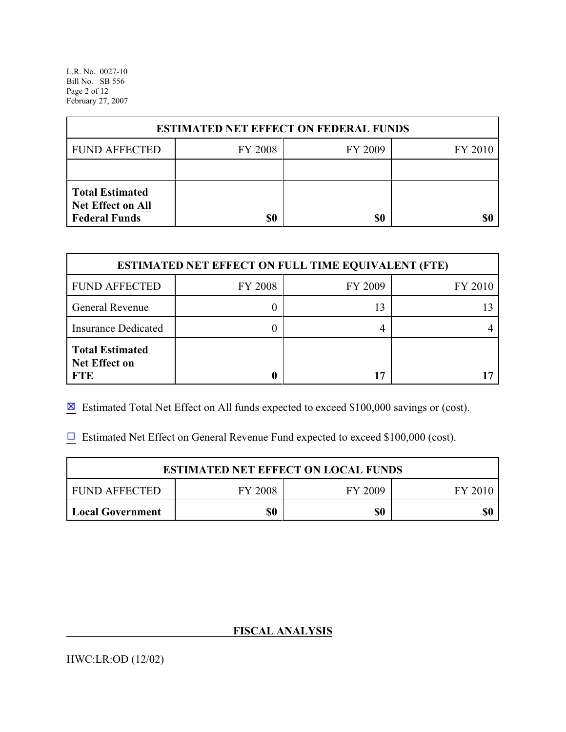| ESTIMATED NET EFFECT ON FEDERAL FUNDS | | | |
|---|---|---|---|
| FUND AFFECTED | FY 2008 | FY 2009 | FY 2010 |
| | | | |
| **Total Estimated Net Effect on All Federal Funds** | **$0** | **$0** | **$0** |

| ESTIMATED NET EFFECT ON FULL TIME EQUIVALENT (FTE) | | | |
|---|---|---|---|
| FUND AFFECTED | FY 2008 | FY 2009 | FY 2010 |
| General Revenue | 0 | 13 | 13 |
| Insurance Dedicated | 0 | 4 | 4 |
| **Total Estimated Net Effect on FTE** | **0** | **17** | **17** |

☒ Estimated Total Net Effect on All funds expected to exceed $100,000 savings or (cost).

☐ Estimated Net Effect on General Revenue Fund expected to exceed $100,000 (cost).

| ESTIMATED NET EFFECT ON LOCAL FUNDS | | | |
|---|---|---|---|
| FUND AFFECTED | FY 2008 | FY 2009 | FY 2010 |
| **Local Government** | **$0** | **$0** | **$0** |

## FISCAL ANALYSIS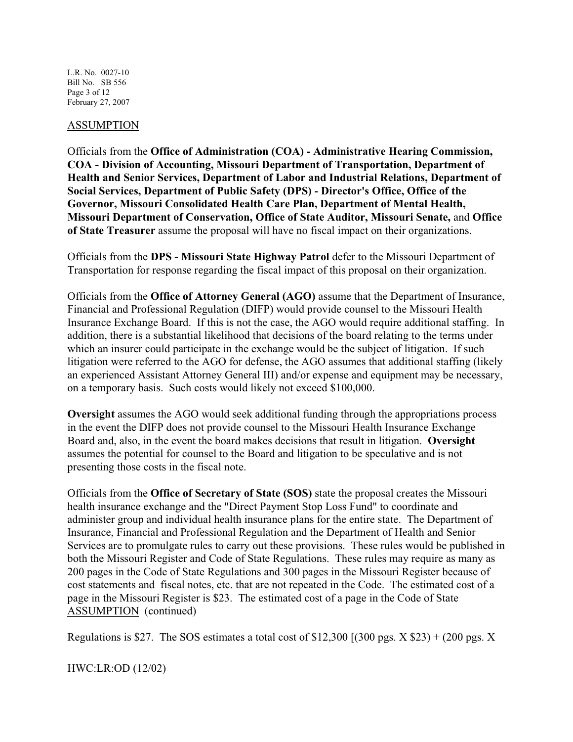ASSUMPTION

Officials from the **Office of Administration (COA) - Administrative Hearing Commission, COA - Division of Accounting, Missouri Department of Transportation, Department of Health and Senior Services, Department of Labor and Industrial Relations, Department of Social Services, Department of Public Safety (DPS) - Director's Office, Office of the Governor, Missouri Consolidated Health Care Plan, Department of Mental Health, Missouri Department of Conservation, Office of State Auditor, Missouri Senate,** and **Office of State Treasurer** assume the proposal will have no fiscal impact on their organizations.

Officials from the **DPS - Missouri State Highway Patrol** defer to the Missouri Department of Transportation for response regarding the fiscal impact of this proposal on their organization.

Officials from the **Office of Attorney General (AGO)** assume that the Department of Insurance, Financial and Professional Regulation (DIFP) would provide counsel to the Missouri Health Insurance Exchange Board. If this is not the case, the AGO would require additional staffing. In addition, there is a substantial likelihood that decisions of the board relating to the terms under which an insurer could participate in the exchange would be the subject of litigation. If such litigation were referred to the AGO for defense, the AGO assumes that additional staffing (likely an experienced Assistant Attorney General III) and/or expense and equipment may be necessary, on a temporary basis. Such costs would likely not exceed $100,000.

**Oversight** assumes the AGO would seek additional funding through the appropriations process in the event the DIFP does not provide counsel to the Missouri Health Insurance Exchange Board and, also, in the event the board makes decisions that result in litigation. **Oversight** assumes the potential for counsel to the Board and litigation to be speculative and is not presenting those costs in the fiscal note.

Officials from the **Office of Secretary of State (SOS)** state the proposal creates the Missouri health insurance exchange and the "Direct Payment Stop Loss Fund" to coordinate and administer group and individual health insurance plans for the entire state. The Department of Insurance, Financial and Professional Regulation and the Department of Health and Senior Services are to promulgate rules to carry out these provisions. These rules would be published in both the Missouri Register and Code of State Regulations. These rules may require as many as 200 pages in the Code of State Regulations and 300 pages in the Missouri Register because of cost statements and fiscal notes, etc. that are not repeated in the Code. The estimated cost of a page in the Missouri Register is $23. The estimated cost of a page in the Code of State

ASSUMPTION (continued)

Regulations is $27. The SOS estimates a total cost of $12,300 [(300 pgs. X $23) + (200 pgs. X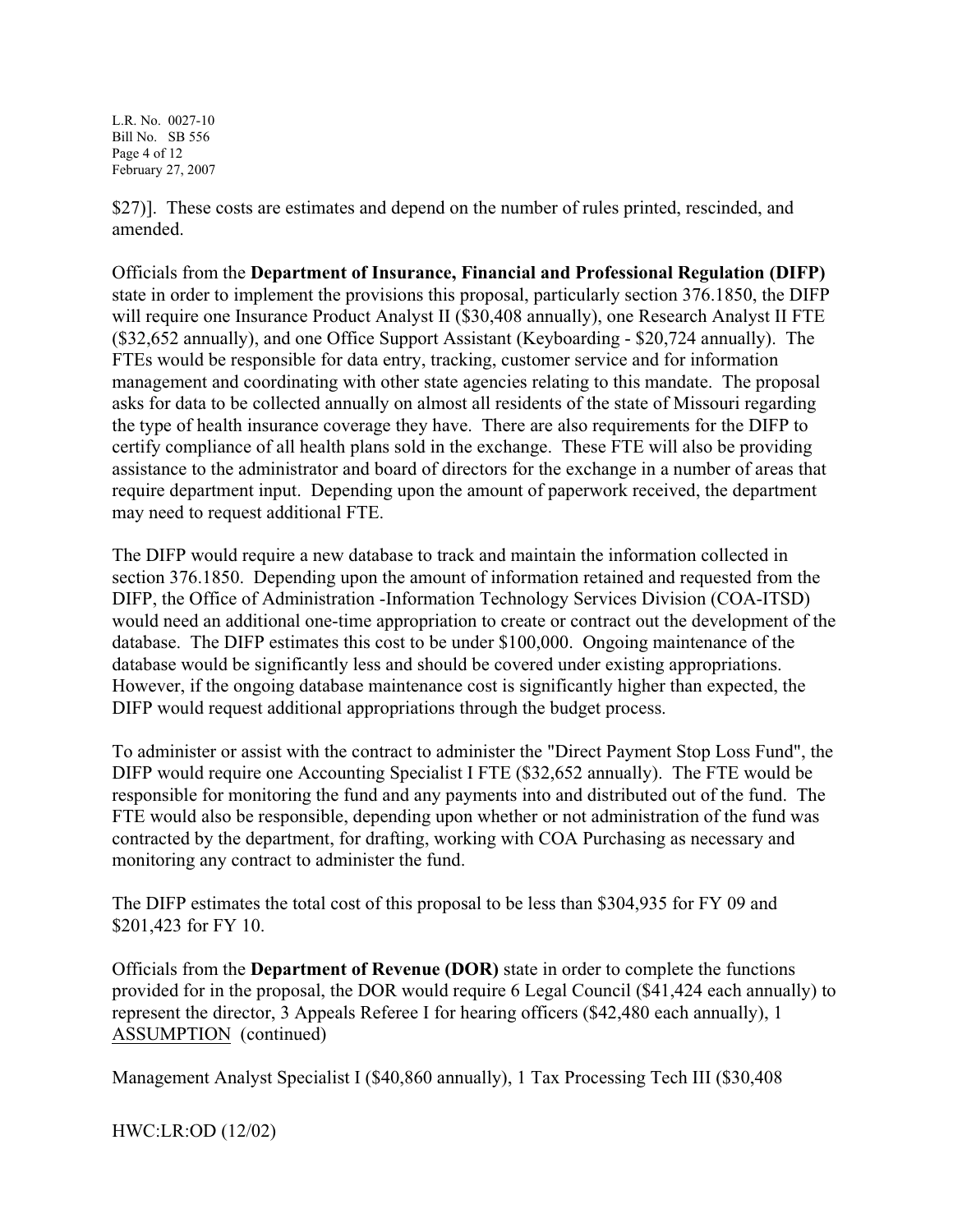$27)]. These costs are estimates and depend on the number of rules printed, rescinded, and amended.

Officials from the **Department of Insurance, Financial and Professional Regulation (DIFP)** state in order to implement the provisions this proposal, particularly section 376.1850, the DIFP will require one Insurance Product Analyst II ($30,408 annually), one Research Analyst II FTE ($32,652 annually), and one Office Support Assistant (Keyboarding - $20,724 annually). The FTEs would be responsible for data entry, tracking, customer service and for information management and coordinating with other state agencies relating to this mandate. The proposal asks for data to be collected annually on almost all residents of the state of Missouri regarding the type of health insurance coverage they have. There are also requirements for the DIFP to certify compliance of all health plans sold in the exchange. These FTE will also be providing assistance to the administrator and board of directors for the exchange in a number of areas that require department input. Depending upon the amount of paperwork received, the department may need to request additional FTE.

The DIFP would require a new database to track and maintain the information collected in section 376.1850. Depending upon the amount of information retained and requested from the DIFP, the Office of Administration -Information Technology Services Division (COA-ITSD) would need an additional one-time appropriation to create or contract out the development of the database. The DIFP estimates this cost to be under $100,000. Ongoing maintenance of the database would be significantly less and should be covered under existing appropriations. However, if the ongoing database maintenance cost is significantly higher than expected, the DIFP would request additional appropriations through the budget process.

To administer or assist with the contract to administer the "Direct Payment Stop Loss Fund", the DIFP would require one Accounting Specialist I FTE ($32,652 annually). The FTE would be responsible for monitoring the fund and any payments into and distributed out of the fund. The FTE would also be responsible, depending upon whether or not administration of the fund was contracted by the department, for drafting, working with COA Purchasing as necessary and monitoring any contract to administer the fund.

The DIFP estimates the total cost of this proposal to be less than $304,935 for FY 09 and $201,423 for FY 10.

Officials from the **Department of Revenue (DOR)** state in order to complete the functions provided for in the proposal, the DOR would require 6 Legal Council ($41,424 each annually) to represent the director, 3 Appeals Referee I for hearing officers ($42,480 each annually), 1

ASSUMPTION (continued)

Management Analyst Specialist I ($40,860 annually), 1 Tax Processing Tech III ($30,408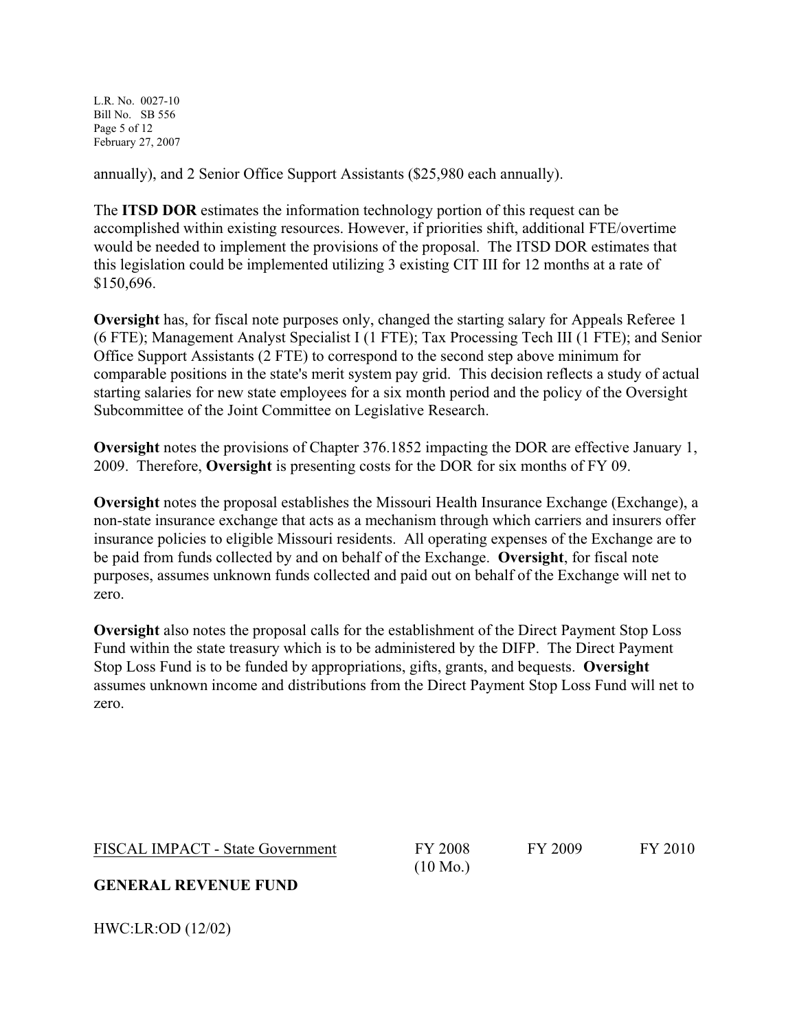annually), and 2 Senior Office Support Assistants ($25,980 each annually).

The **ITSD DOR** estimates the information technology portion of this request can be accomplished within existing resources. However, if priorities shift, additional FTE/overtime would be needed to implement the provisions of the proposal. The ITSD DOR estimates that this legislation could be implemented utilizing 3 existing CIT III for 12 months at a rate of $150,696.

**Oversight** has, for fiscal note purposes only, changed the starting salary for Appeals Referee 1 (6 FTE); Management Analyst Specialist I (1 FTE); Tax Processing Tech III (1 FTE); and Senior Office Support Assistants (2 FTE) to correspond to the second step above minimum for comparable positions in the state's merit system pay grid. This decision reflects a study of actual starting salaries for new state employees for a six month period and the policy of the Oversight Subcommittee of the Joint Committee on Legislative Research.

**Oversight** notes the provisions of Chapter 376.1852 impacting the DOR are effective January 1, 2009. Therefore, **Oversight** is presenting costs for the DOR for six months of FY 09.

**Oversight** notes the proposal establishes the Missouri Health Insurance Exchange (Exchange), a non-state insurance exchange that acts as a mechanism through which carriers and insurers offer insurance policies to eligible Missouri residents. All operating expenses of the Exchange are to be paid from funds collected by and on behalf of the Exchange. **Oversight**, for fiscal note purposes, assumes unknown funds collected and paid out on behalf of the Exchange will net to zero.

**Oversight** also notes the proposal calls for the establishment of the Direct Payment Stop Loss Fund within the state treasury which is to be administered by the DIFP. The Direct Payment Stop Loss Fund is to be funded by appropriations, gifts, grants, and bequests. **Oversight** assumes unknown income and distributions from the Direct Payment Stop Loss Fund will net to zero.

| FISCAL IMPACT - State Government | FY 2008 (10 Mo.) | FY 2009 | FY 2010 |
|---|---|---|---|
| **GENERAL REVENUE FUND** | | | |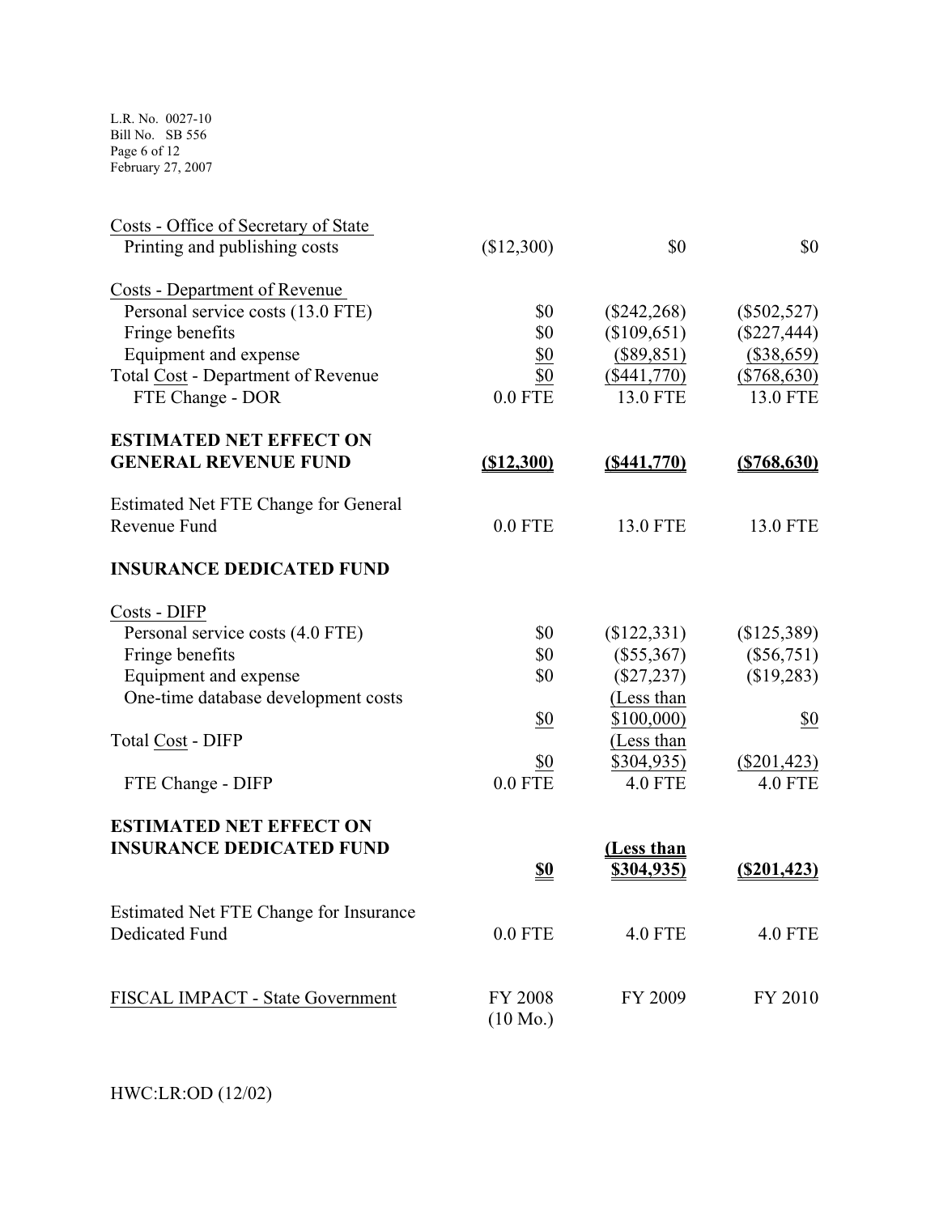| | | | |
|---|---|---|---|
| Costs - Office of Secretary of State | | | |
| Printing and publishing costs | ($12,300) | $0 | $0 |
| | | | |
| Costs - Department of Revenue | | | |
| Personal service costs (13.0 FTE) | $0 | ($242,268) | ($502,527) |
| Fringe benefits | $0 | ($109,651) | ($227,444) |
| Equipment and expense | $0 | ($89,851) | ($38,659) |
| Total Cost - Department of Revenue | $0 | ($441,770) | ($768,630) |
| FTE Change - DOR | 0.0 FTE | 13.0 FTE | 13.0 FTE |
| | | | |
| **ESTIMATED NET EFFECT ON GENERAL REVENUE FUND** | **($12,300)** | **($441,770)** | **($768,630)** |
| | | | |
| Estimated Net FTE Change for General Revenue Fund | 0.0 FTE | 13.0 FTE | 13.0 FTE |
| | | | |
| **INSURANCE DEDICATED FUND** | | | |
| | | | |
| Costs - DIFP | | | |
| Personal service costs (4.0 FTE) | $0 | ($122,331) | ($125,389) |
| Fringe benefits | $0 | ($55,367) | ($56,751) |
| Equipment and expense | $0 | ($27,237) | ($19,283) |
| One-time database development costs | $0 | (Less than $100,000) | $0 |
| Total Cost - DIFP | $0 | (Less than $304,935) | ($201,423) |
| FTE Change - DIFP | 0.0 FTE | 4.0 FTE | 4.0 FTE |
| | | | |
| **ESTIMATED NET EFFECT ON INSURANCE DEDICATED FUND** | **$0** | **(Less than $304,935)** | **($201,423)** |
| | | | |
| Estimated Net FTE Change for Insurance Dedicated Fund | 0.0 FTE | 4.0 FTE | 4.0 FTE |
| | | | |
| FISCAL IMPACT - State Government | FY 2008 (10 Mo.) | FY 2009 | FY 2010 |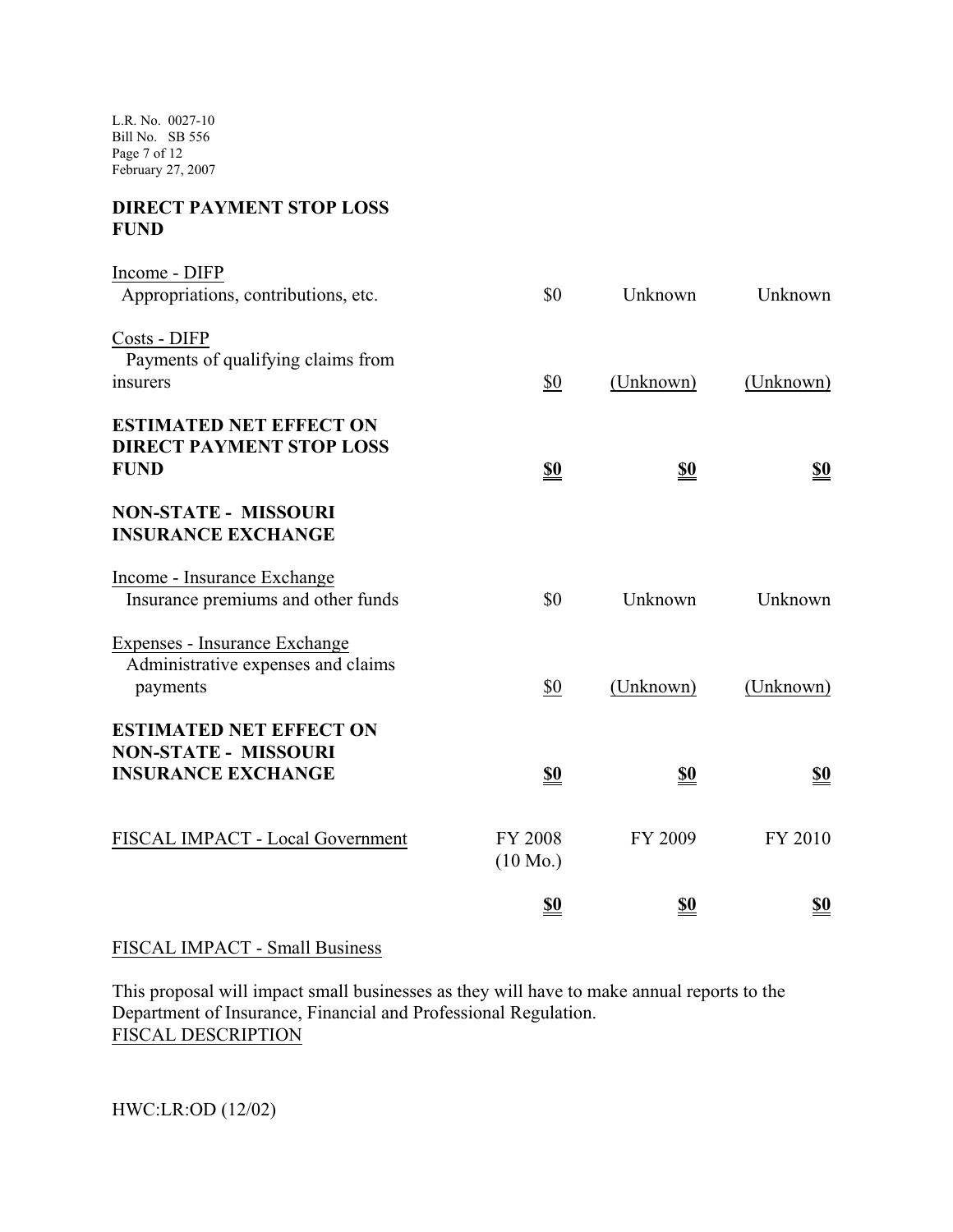| DIRECT PAYMENT STOP LOSS FUND | | | |
|---|---|---|---|
| Income - DIFP | | | |
| Appropriations, contributions, etc. | $0 | Unknown | Unknown |
| Costs - DIFP | | | |
| Payments of qualifying claims from insurers | $0 | (Unknown) | (Unknown) |
| **ESTIMATED NET EFFECT ON DIRECT PAYMENT STOP LOSS FUND** | **$0** | **$0** | **$0** |

| NON-STATE - MISSOURI INSURANCE EXCHANGE | | | |
|---|---|---|---|
| Income - Insurance Exchange | | | |
| Insurance premiums and other funds | $0 | Unknown | Unknown |
| Expenses - Insurance Exchange | | | |
| Administrative expenses and claims payments | $0 | (Unknown) | (Unknown) |
| **ESTIMATED NET EFFECT ON NON-STATE - MISSOURI INSURANCE EXCHANGE** | **$0** | **$0** | **$0** |

| FISCAL IMPACT - Local Government | FY 2008 (10 Mo.) | FY 2009 | FY 2010 |
|---|---|---|---|
| | **$0** | **$0** | **$0** |

FISCAL IMPACT - Small Business

This proposal will impact small businesses as they will have to make annual reports to the Department of Insurance, Financial and Professional Regulation.

FISCAL DESCRIPTION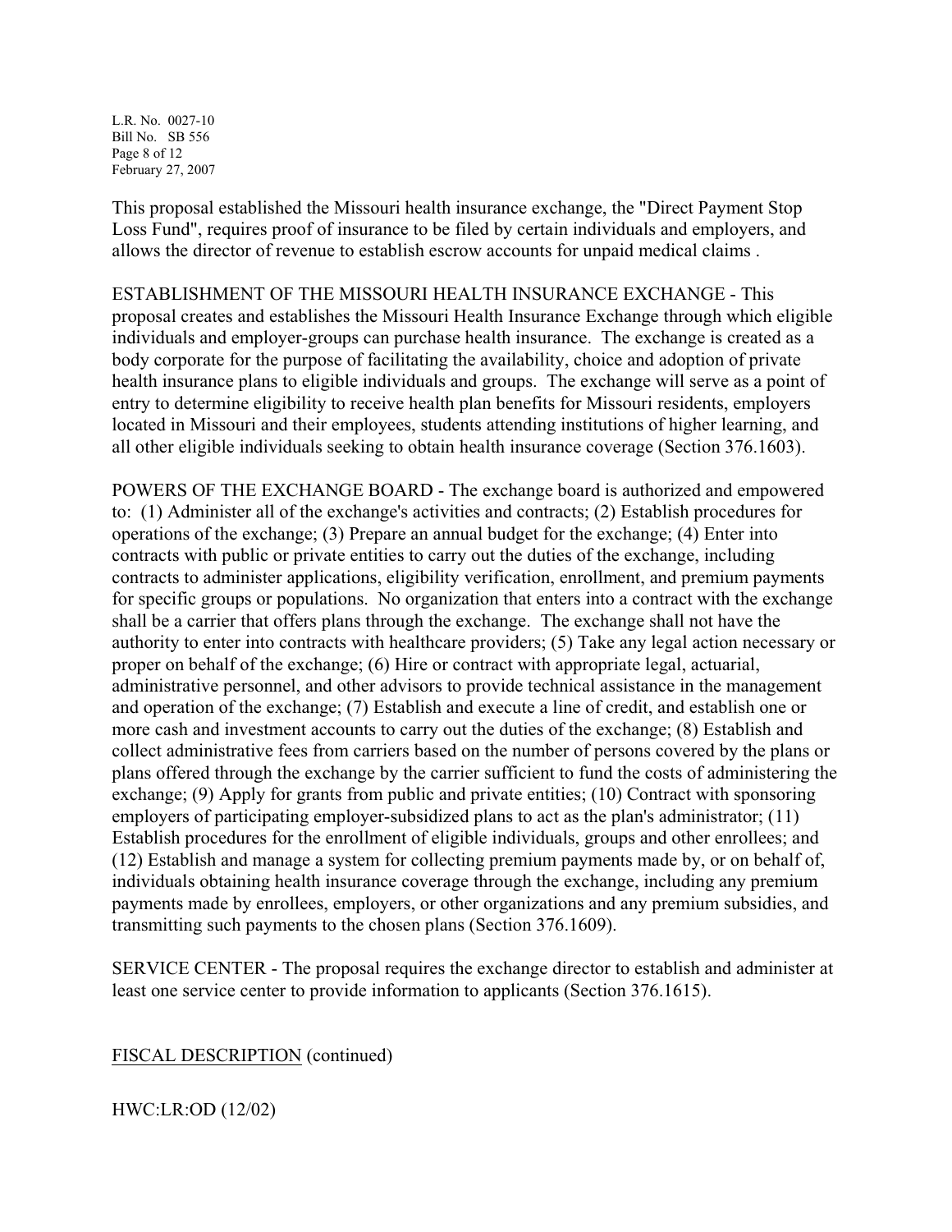This proposal established the Missouri health insurance exchange, the "Direct Payment Stop Loss Fund", requires proof of insurance to be filed by certain individuals and employers, and allows the director of revenue to establish escrow accounts for unpaid medical claims .

ESTABLISHMENT OF THE MISSOURI HEALTH INSURANCE EXCHANGE - This proposal creates and establishes the Missouri Health Insurance Exchange through which eligible individuals and employer-groups can purchase health insurance. The exchange is created as a body corporate for the purpose of facilitating the availability, choice and adoption of private health insurance plans to eligible individuals and groups. The exchange will serve as a point of entry to determine eligibility to receive health plan benefits for Missouri residents, employers located in Missouri and their employees, students attending institutions of higher learning, and all other eligible individuals seeking to obtain health insurance coverage (Section 376.1603).

POWERS OF THE EXCHANGE BOARD - The exchange board is authorized and empowered to: (1) Administer all of the exchange's activities and contracts; (2) Establish procedures for operations of the exchange; (3) Prepare an annual budget for the exchange; (4) Enter into contracts with public or private entities to carry out the duties of the exchange, including contracts to administer applications, eligibility verification, enrollment, and premium payments for specific groups or populations. No organization that enters into a contract with the exchange shall be a carrier that offers plans through the exchange. The exchange shall not have the authority to enter into contracts with healthcare providers; (5) Take any legal action necessary or proper on behalf of the exchange; (6) Hire or contract with appropriate legal, actuarial, administrative personnel, and other advisors to provide technical assistance in the management and operation of the exchange; (7) Establish and execute a line of credit, and establish one or more cash and investment accounts to carry out the duties of the exchange; (8) Establish and collect administrative fees from carriers based on the number of persons covered by the plans or plans offered through the exchange by the carrier sufficient to fund the costs of administering the exchange; (9) Apply for grants from public and private entities; (10) Contract with sponsoring employers of participating employer-subsidized plans to act as the plan's administrator; (11) Establish procedures for the enrollment of eligible individuals, groups and other enrollees; and (12) Establish and manage a system for collecting premium payments made by, or on behalf of, individuals obtaining health insurance coverage through the exchange, including any premium payments made by enrollees, employers, or other organizations and any premium subsidies, and transmitting such payments to the chosen plans (Section 376.1609).

SERVICE CENTER - The proposal requires the exchange director to establish and administer at least one service center to provide information to applicants (Section 376.1615).

FISCAL DESCRIPTION (continued)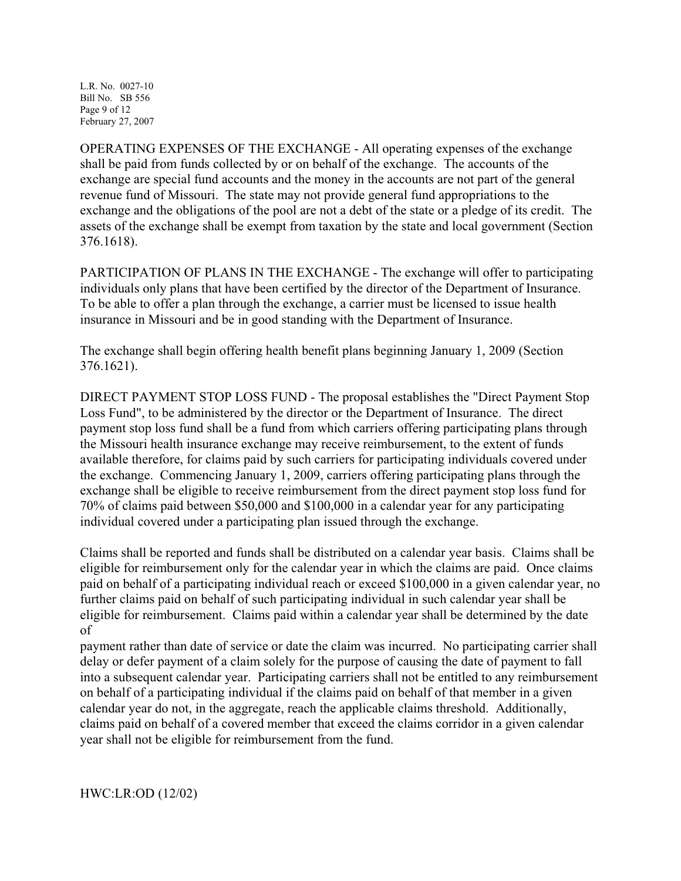OPERATING EXPENSES OF THE EXCHANGE - All operating expenses of the exchange shall be paid from funds collected by or on behalf of the exchange. The accounts of the exchange are special fund accounts and the money in the accounts are not part of the general revenue fund of Missouri. The state may not provide general fund appropriations to the exchange and the obligations of the pool are not a debt of the state or a pledge of its credit. The assets of the exchange shall be exempt from taxation by the state and local government (Section 376.1618).

PARTICIPATION OF PLANS IN THE EXCHANGE - The exchange will offer to participating individuals only plans that have been certified by the director of the Department of Insurance. To be able to offer a plan through the exchange, a carrier must be licensed to issue health insurance in Missouri and be in good standing with the Department of Insurance.

The exchange shall begin offering health benefit plans beginning January 1, 2009 (Section 376.1621).

DIRECT PAYMENT STOP LOSS FUND - The proposal establishes the "Direct Payment Stop Loss Fund", to be administered by the director or the Department of Insurance. The direct payment stop loss fund shall be a fund from which carriers offering participating plans through the Missouri health insurance exchange may receive reimbursement, to the extent of funds available therefore, for claims paid by such carriers for participating individuals covered under the exchange. Commencing January 1, 2009, carriers offering participating plans through the exchange shall be eligible to receive reimbursement from the direct payment stop loss fund for 70% of claims paid between $50,000 and $100,000 in a calendar year for any participating individual covered under a participating plan issued through the exchange.

Claims shall be reported and funds shall be distributed on a calendar year basis. Claims shall be eligible for reimbursement only for the calendar year in which the claims are paid. Once claims paid on behalf of a participating individual reach or exceed $100,000 in a given calendar year, no further claims paid on behalf of such participating individual in such calendar year shall be eligible for reimbursement. Claims paid within a calendar year shall be determined by the date of payment rather than date of service or date the claim was incurred. No participating carrier shall delay or defer payment of a claim solely for the purpose of causing the date of payment to fall into a subsequent calendar year. Participating carriers shall not be entitled to any reimbursement on behalf of a participating individual if the claims paid on behalf of that member in a given calendar year do not, in the aggregate, reach the applicable claims threshold. Additionally, claims paid on behalf of a covered member that exceed the claims corridor in a given calendar year shall not be eligible for reimbursement from the fund.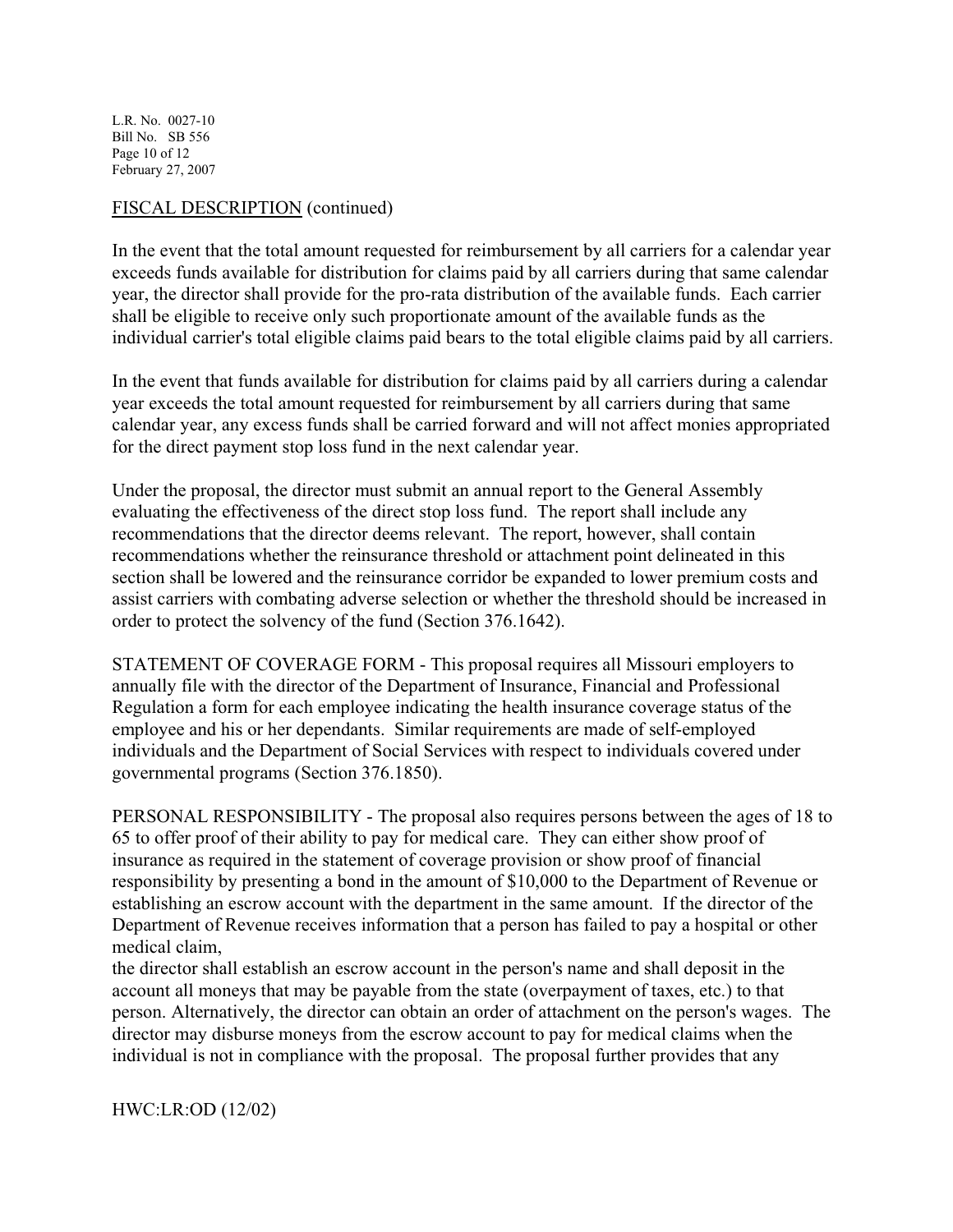FISCAL DESCRIPTION (continued)

In the event that the total amount requested for reimbursement by all carriers for a calendar year exceeds funds available for distribution for claims paid by all carriers during that same calendar year, the director shall provide for the pro-rata distribution of the available funds. Each carrier shall be eligible to receive only such proportionate amount of the available funds as the individual carrier's total eligible claims paid bears to the total eligible claims paid by all carriers.

In the event that funds available for distribution for claims paid by all carriers during a calendar year exceeds the total amount requested for reimbursement by all carriers during that same calendar year, any excess funds shall be carried forward and will not affect monies appropriated for the direct payment stop loss fund in the next calendar year.

Under the proposal, the director must submit an annual report to the General Assembly evaluating the effectiveness of the direct stop loss fund. The report shall include any recommendations that the director deems relevant. The report, however, shall contain recommendations whether the reinsurance threshold or attachment point delineated in this section shall be lowered and the reinsurance corridor be expanded to lower premium costs and assist carriers with combating adverse selection or whether the threshold should be increased in order to protect the solvency of the fund (Section 376.1642).

STATEMENT OF COVERAGE FORM - This proposal requires all Missouri employers to annually file with the director of the Department of Insurance, Financial and Professional Regulation a form for each employee indicating the health insurance coverage status of the employee and his or her dependants. Similar requirements are made of self-employed individuals and the Department of Social Services with respect to individuals covered under governmental programs (Section 376.1850).

PERSONAL RESPONSIBILITY - The proposal also requires persons between the ages of 18 to 65 to offer proof of their ability to pay for medical care. They can either show proof of insurance as required in the statement of coverage provision or show proof of financial responsibility by presenting a bond in the amount of $10,000 to the Department of Revenue or establishing an escrow account with the department in the same amount. If the director of the Department of Revenue receives information that a person has failed to pay a hospital or other medical claim, the director shall establish an escrow account in the person's name and shall deposit in the account all moneys that may be payable from the state (overpayment of taxes, etc.) to that person. Alternatively, the director can obtain an order of attachment on the person's wages. The director may disburse moneys from the escrow account to pay for medical claims when the individual is not in compliance with the proposal. The proposal further provides that any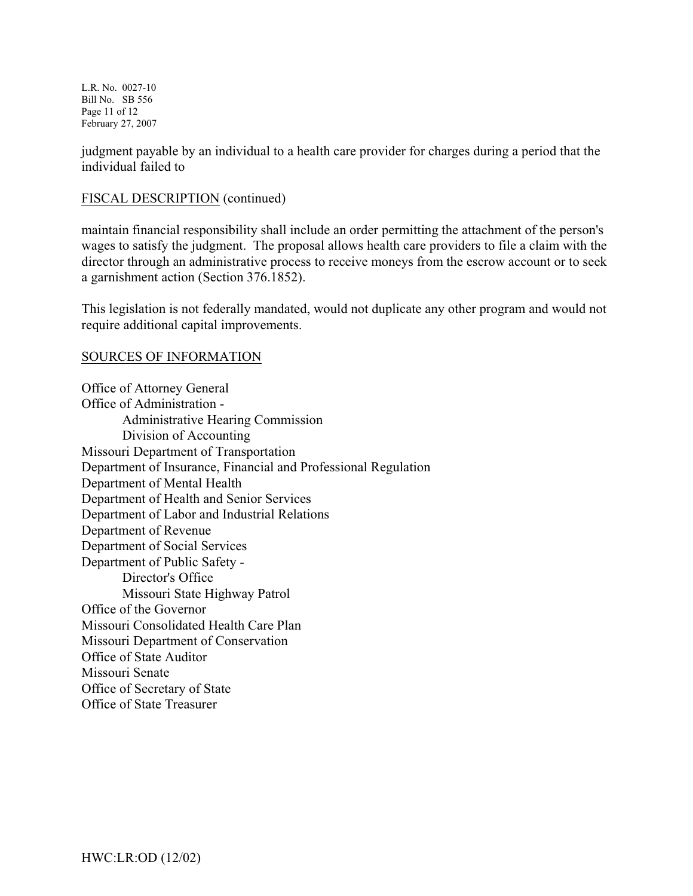judgment payable by an individual to a health care provider for charges during a period that the individual failed to

FISCAL DESCRIPTION (continued)

maintain financial responsibility shall include an order permitting the attachment of the person's wages to satisfy the judgment. The proposal allows health care providers to file a claim with the director through an administrative process to receive moneys from the escrow account or to seek a garnishment action (Section 376.1852).

This legislation is not federally mandated, would not duplicate any other program and would not require additional capital improvements.

SOURCES OF INFORMATION

Office of Attorney General
Office of Administration -
- Administrative Hearing Commission
- Division of Accounting

Missouri Department of Transportation
Department of Insurance, Financial and Professional Regulation
Department of Mental Health
Department of Health and Senior Services
Department of Labor and Industrial Relations
Department of Revenue
Department of Social Services
Department of Public Safety -
- Director's Office
- Missouri State Highway Patrol

Office of the Governor
Missouri Consolidated Health Care Plan
Missouri Department of Conservation
Office of State Auditor
Missouri Senate
Office of Secretary of State
Office of State Treasurer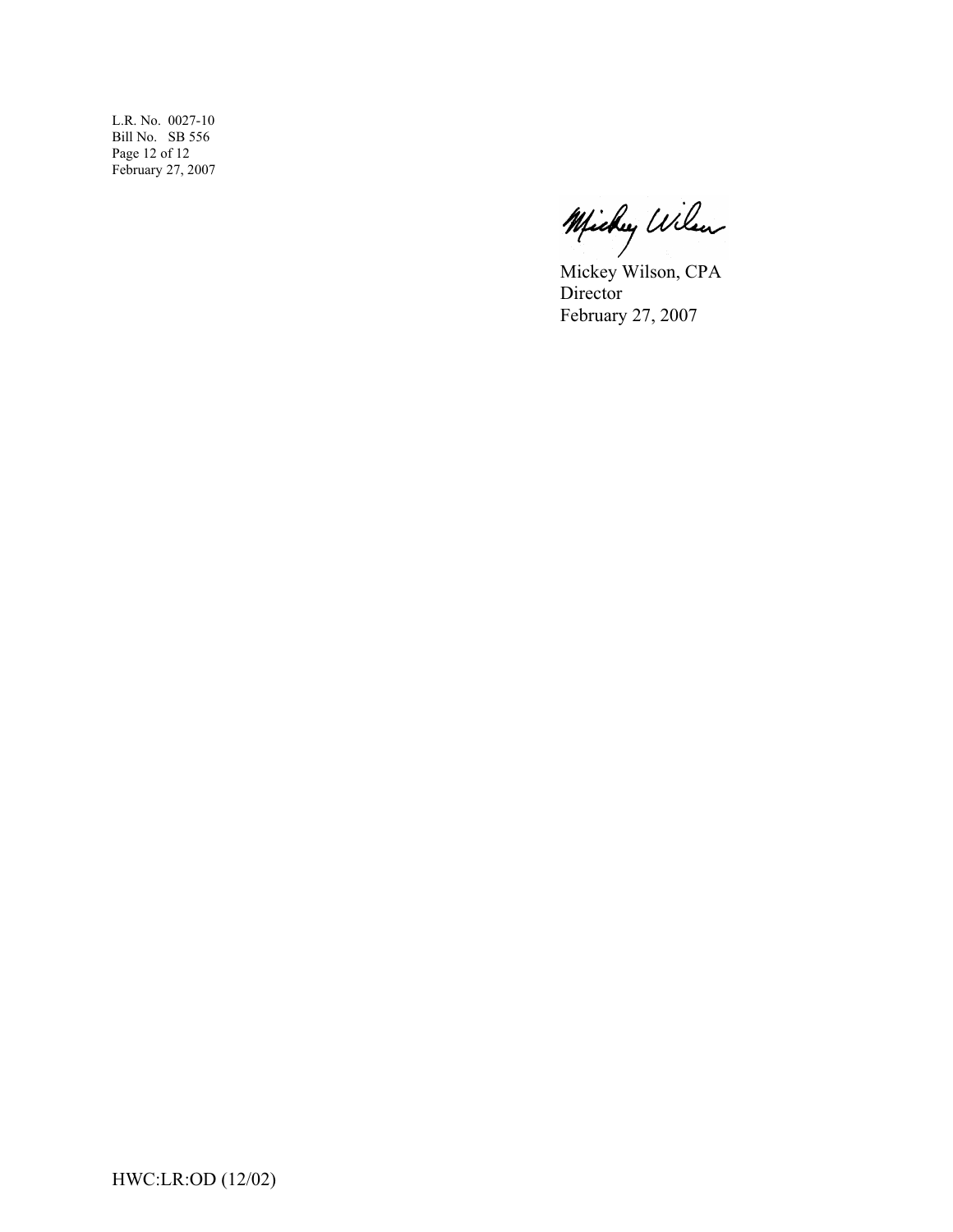Mickey Wilson, CPA
Director
February 27, 2007